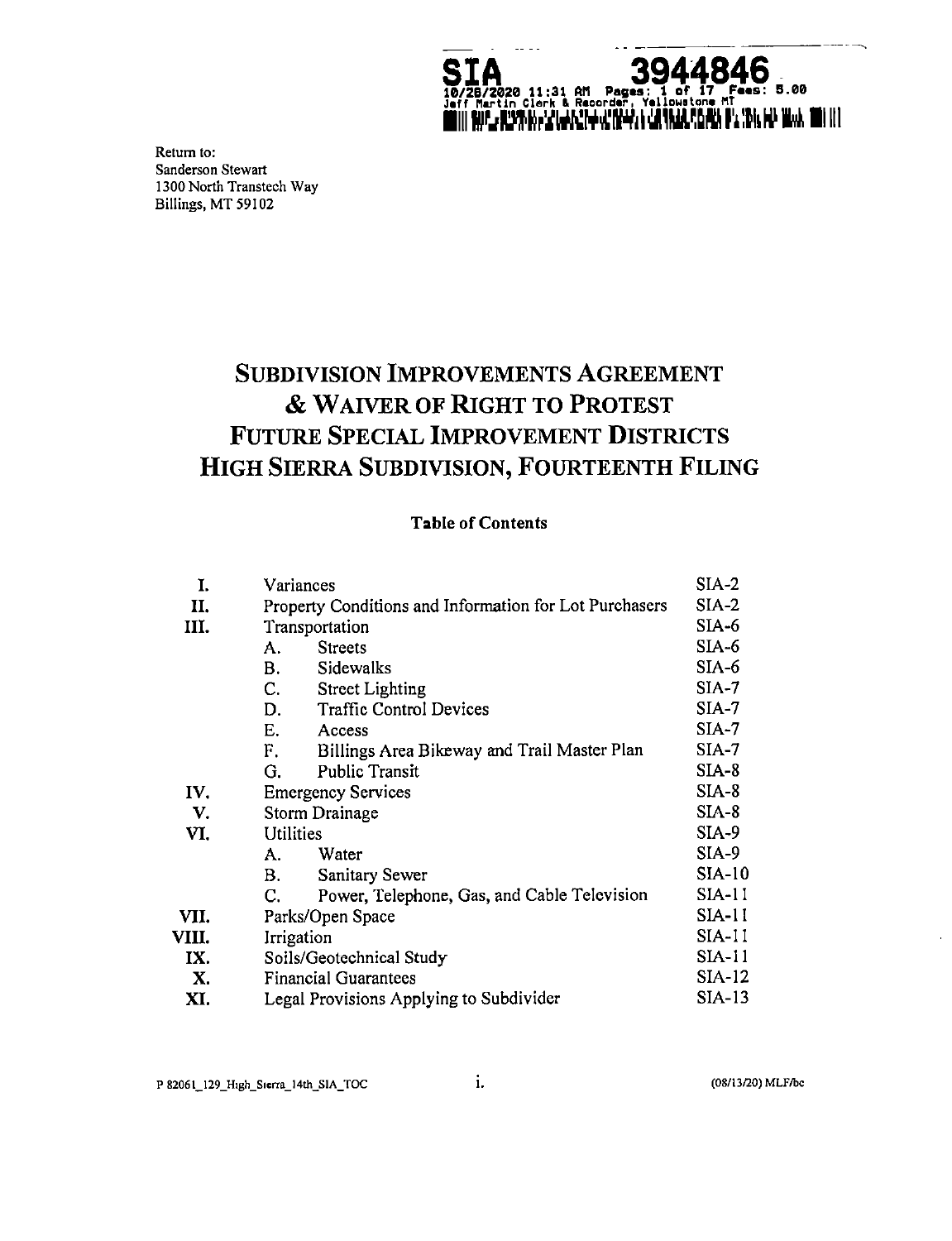SIA 3944846
10/28/2020 11:31 AM Pages: 1 of 17 Fees: 5.00
Jeff Martin Clerk & Recorder, Yellowstone MT

Return to:
Sanderson Stewart
1300 North Transtech Way
Billings, MT 59102

# SUBDIVISION IMPROVEMENTS AGREEMENT & WAIVER OF RIGHT TO PROTEST FUTURE SPECIAL IMPROVEMENT DISTRICTS HIGH SIERRA SUBDIVISION, FOURTEENTH FILING

**Table of Contents**

| | | | |
|---|---|---|---|
| **I.** | Variances | | SIA-2 |
| **II.** | Property Conditions and Information for Lot Purchasers | | SIA-2 |
| **III.** | Transportation | | SIA-6 |
| | A. | Streets | SIA-6 |
| | B. | Sidewalks | SIA-6 |
| | C. | Street Lighting | SIA-7 |
| | D. | Traffic Control Devices | SIA-7 |
| | E. | Access | SIA-7 |
| | F. | Billings Area Bikeway and Trail Master Plan | SIA-7 |
| | G. | Public Transit | SIA-8 |
| **IV.** | Emergency Services | | SIA-8 |
| **V.** | Storm Drainage | | SIA-8 |
| **VI.** | Utilities | | SIA-9 |
| | A. | Water | SIA-9 |
| | B. | Sanitary Sewer | SIA-10 |
| | C. | Power, Telephone, Gas, and Cable Television | SIA-11 |
| **VII.** | Parks/Open Space | | SIA-11 |
| **VIII.** | Irrigation | | SIA-11 |
| **IX.** | Soils/Geotechnical Study | | SIA-11 |
| **X.** | Financial Guarantees | | SIA-12 |
| **XI.** | Legal Provisions Applying to Subdivider | | SIA-13 |

P 82061_129_High_Sierra_14th_SIA_TOC (08/13/20) MLF/bc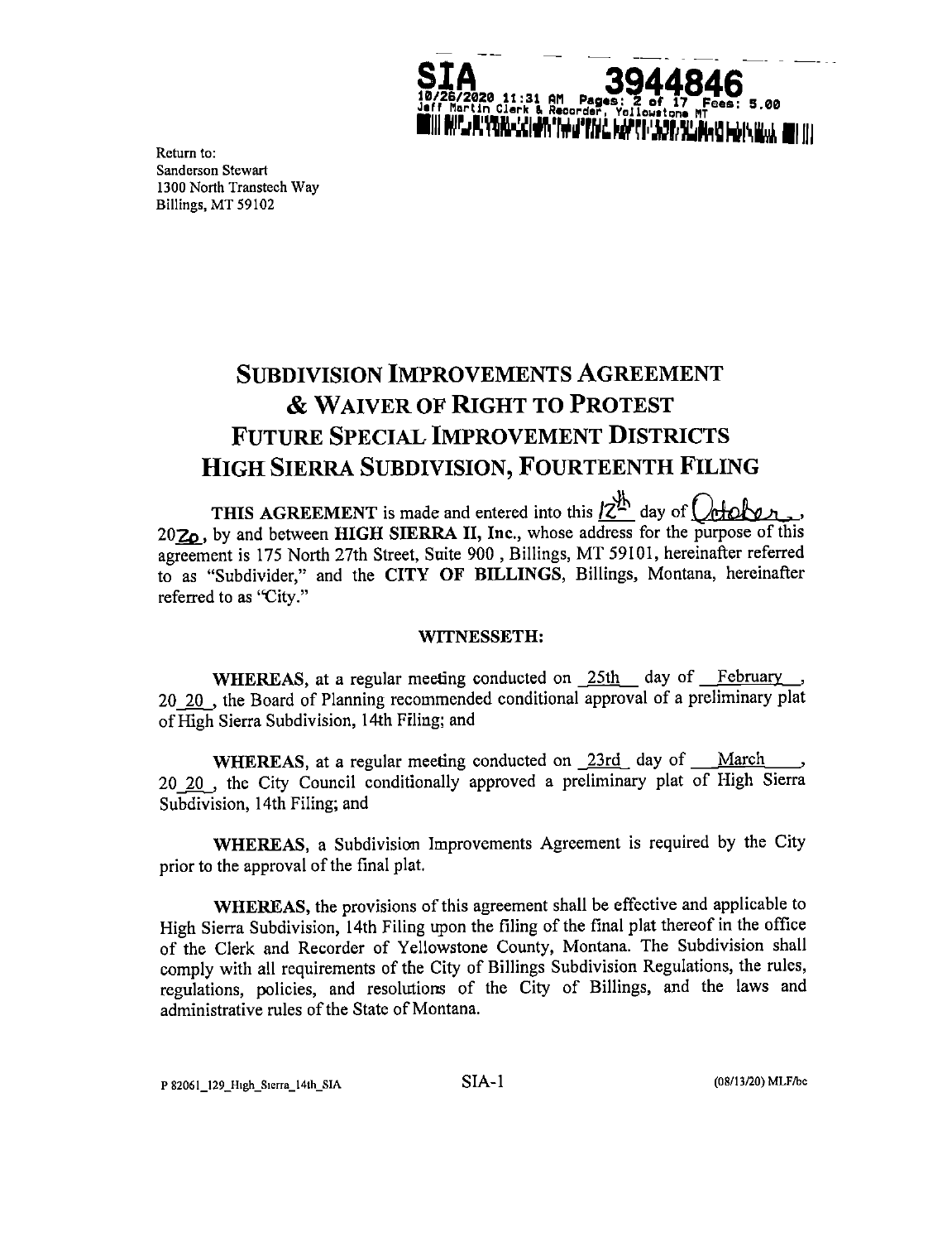SIA 3944846
10/26/2020 11:31 AM Pages: 2 of 17 Fees: 5.00
Jeff Martin Clerk & Recorder, Yellowstone MT

Return to:
Sanderson Stewart
1300 North Transtech Way
Billings, MT 59102

# SUBDIVISION IMPROVEMENTS AGREEMENT & WAIVER OF RIGHT TO PROTEST FUTURE SPECIAL IMPROVEMENT DISTRICTS HIGH SIERRA SUBDIVISION, FOURTEENTH FILING

**THIS AGREEMENT** is made and entered into this 12th day of October, 2020, by and between **HIGH SIERRA II, Inc.**, whose address for the purpose of this agreement is 175 North 27th Street, Suite 900 , Billings, MT 59101, hereinafter referred to as "Subdivider," and the **CITY OF BILLINGS**, Billings, Montana, hereinafter referred to as "City."

**WITNESSETH:**

**WHEREAS**, at a regular meeting conducted on 25th day of February, 20 20 , the Board of Planning recommended conditional approval of a preliminary plat of High Sierra Subdivision, 14th Filing; and

**WHEREAS**, at a regular meeting conducted on 23rd day of March, 20 20 , the City Council conditionally approved a preliminary plat of High Sierra Subdivision, 14th Filing; and

**WHEREAS**, a Subdivision Improvements Agreement is required by the City prior to the approval of the final plat.

**WHEREAS**, the provisions of this agreement shall be effective and applicable to High Sierra Subdivision, 14th Filing upon the filing of the final plat thereof in the office of the Clerk and Recorder of Yellowstone County, Montana. The Subdivision shall comply with all requirements of the City of Billings Subdivision Regulations, the rules, regulations, policies, and resolutions of the City of Billings, and the laws and administrative rules of the State of Montana.

P 82061_129_High_Sierra_14th_SIA SIA-1 (08/13/20) MLF/bc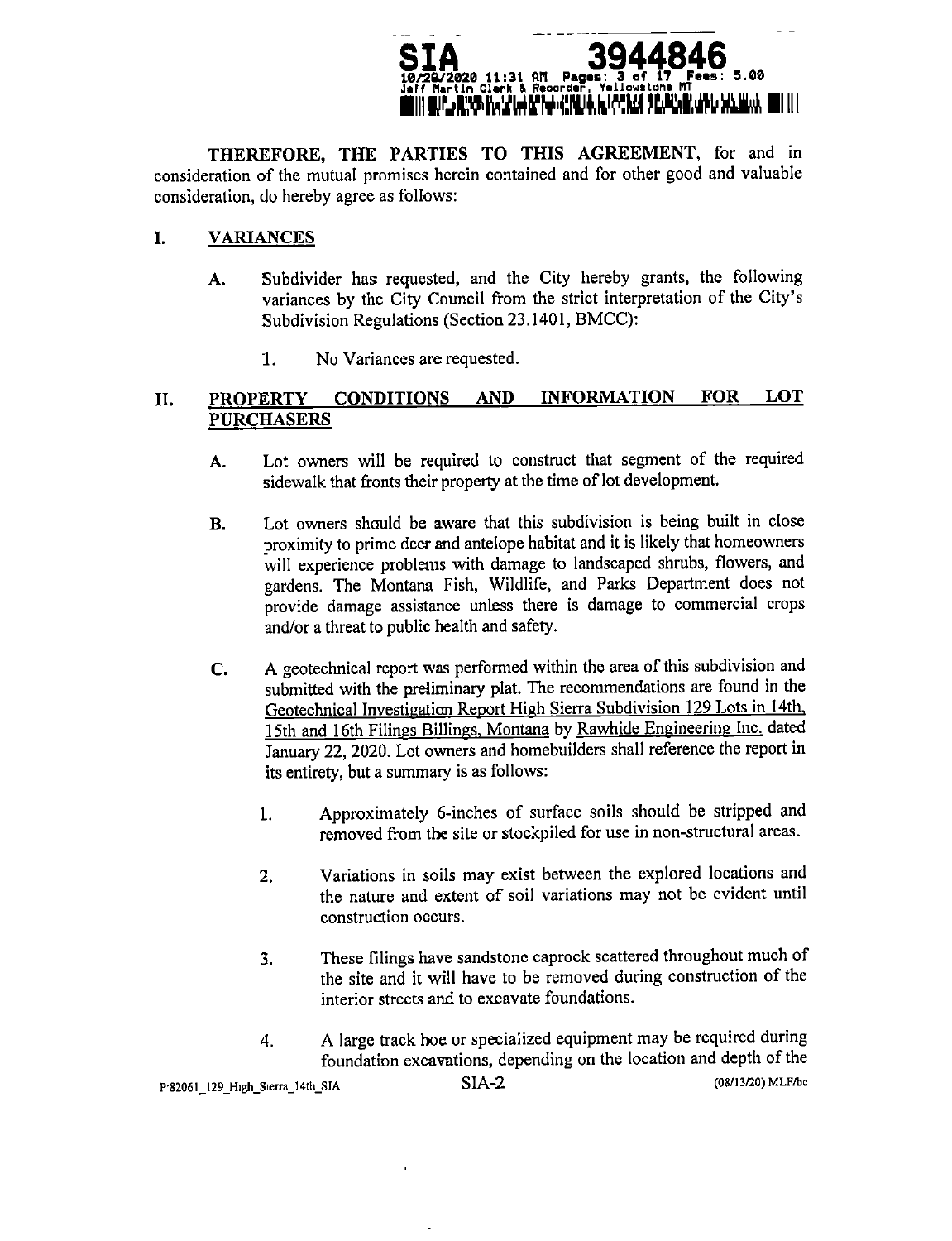**THEREFORE, THE PARTIES TO THIS AGREEMENT**, for and in consideration of the mutual promises herein contained and for other good and valuable consideration, do hereby agree as follows:

## I. VARIANCES

**A.** Subdivider has requested, and the City hereby grants, the following variances by the City Council from the strict interpretation of the City's Subdivision Regulations (Section 23.1401, BMCC):

1. No Variances are requested.

## II. PROPERTY CONDITIONS AND INFORMATION FOR LOT PURCHASERS

**A.** Lot owners will be required to construct that segment of the required sidewalk that fronts their property at the time of lot development.

**B.** Lot owners should be aware that this subdivision is being built in close proximity to prime deer and antelope habitat and it is likely that homeowners will experience problems with damage to landscaped shrubs, flowers, and gardens. The Montana Fish, Wildlife, and Parks Department does not provide damage assistance unless there is damage to commercial crops and/or a threat to public health and safety.

**C.** A geotechnical report was performed within the area of this subdivision and submitted with the preliminary plat. The recommendations are found in the Geotechnical Investigation Report High Sierra Subdivision 129 Lots in 14th, 15th and 16th Filings Billings, Montana by Rawhide Engineering Inc. dated January 22, 2020. Lot owners and homebuilders shall reference the report in its entirety, but a summary is as follows:

1. Approximately 6-inches of surface soils should be stripped and removed from the site or stockpiled for use in non-structural areas.

2. Variations in soils may exist between the explored locations and the nature and extent of soil variations may not be evident until construction occurs.

3. These filings have sandstone caprock scattered throughout much of the site and it will have to be removed during construction of the interior streets and to excavate foundations.

4. A large track hoe or specialized equipment may be required during foundation excavations, depending on the location and depth of the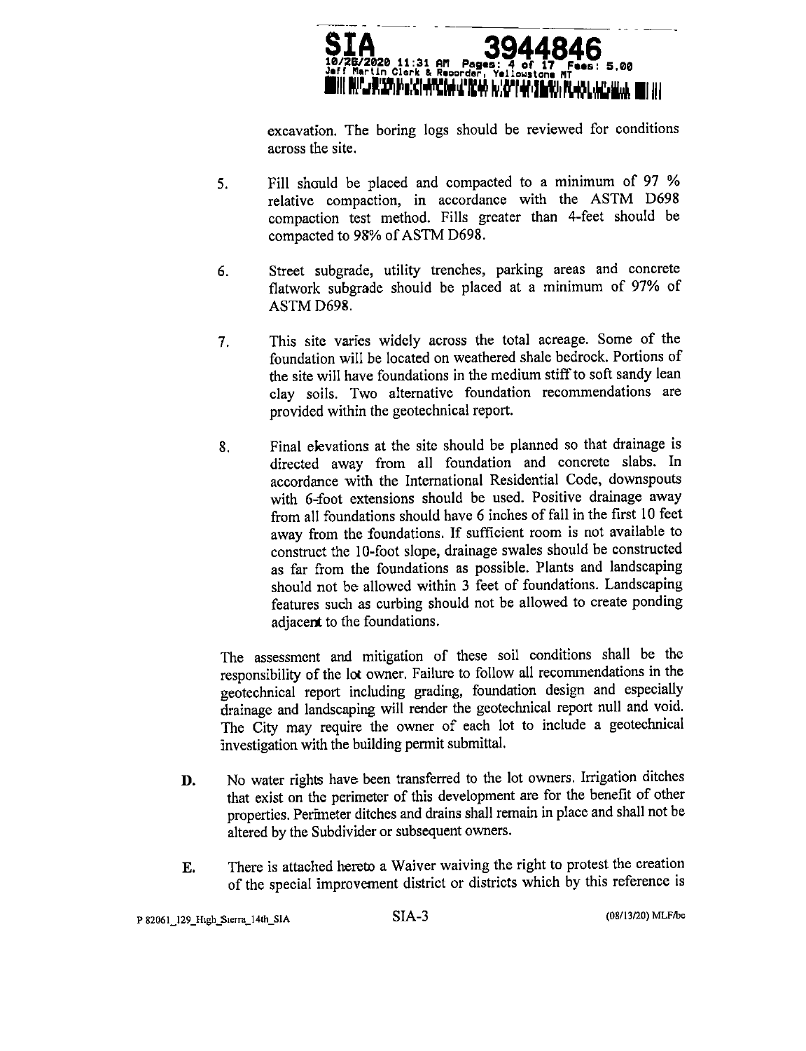excavation. The boring logs should be reviewed for conditions across the site.

5. Fill should be placed and compacted to a minimum of 97 % relative compaction, in accordance with the ASTM D698 compaction test method. Fills greater than 4-feet should be compacted to 98% of ASTM D698.

6. Street subgrade, utility trenches, parking areas and concrete flatwork subgrade should be placed at a minimum of 97% of ASTM D698.

7. This site varies widely across the total acreage. Some of the foundation will be located on weathered shale bedrock. Portions of the site will have foundations in the medium stiff to soft sandy lean clay soils. Two alternative foundation recommendations are provided within the geotechnical report.

8. Final elevations at the site should be planned so that drainage is directed away from all foundation and concrete slabs. In accordance with the International Residential Code, downspouts with 6-foot extensions should be used. Positive drainage away from all foundations should have 6 inches of fall in the first 10 feet away from the foundations. If sufficient room is not available to construct the 10-foot slope, drainage swales should be constructed as far from the foundations as possible. Plants and landscaping should not be allowed within 3 feet of foundations. Landscaping features such as curbing should not be allowed to create ponding adjacent to the foundations.

The assessment and mitigation of these soil conditions shall be the responsibility of the lot owner. Failure to follow all recommendations in the geotechnical report including grading, foundation design and especially drainage and landscaping will render the geotechnical report null and void. The City may require the owner of each lot to include a geotechnical investigation with the building permit submittal.

**D.** No water rights have been transferred to the lot owners. Irrigation ditches that exist on the perimeter of this development are for the benefit of other properties. Perimeter ditches and drains shall remain in place and shall not be altered by the Subdivider or subsequent owners.

**E.** There is attached hereto a Waiver waiving the right to protest the creation of the special improvement district or districts which by this reference is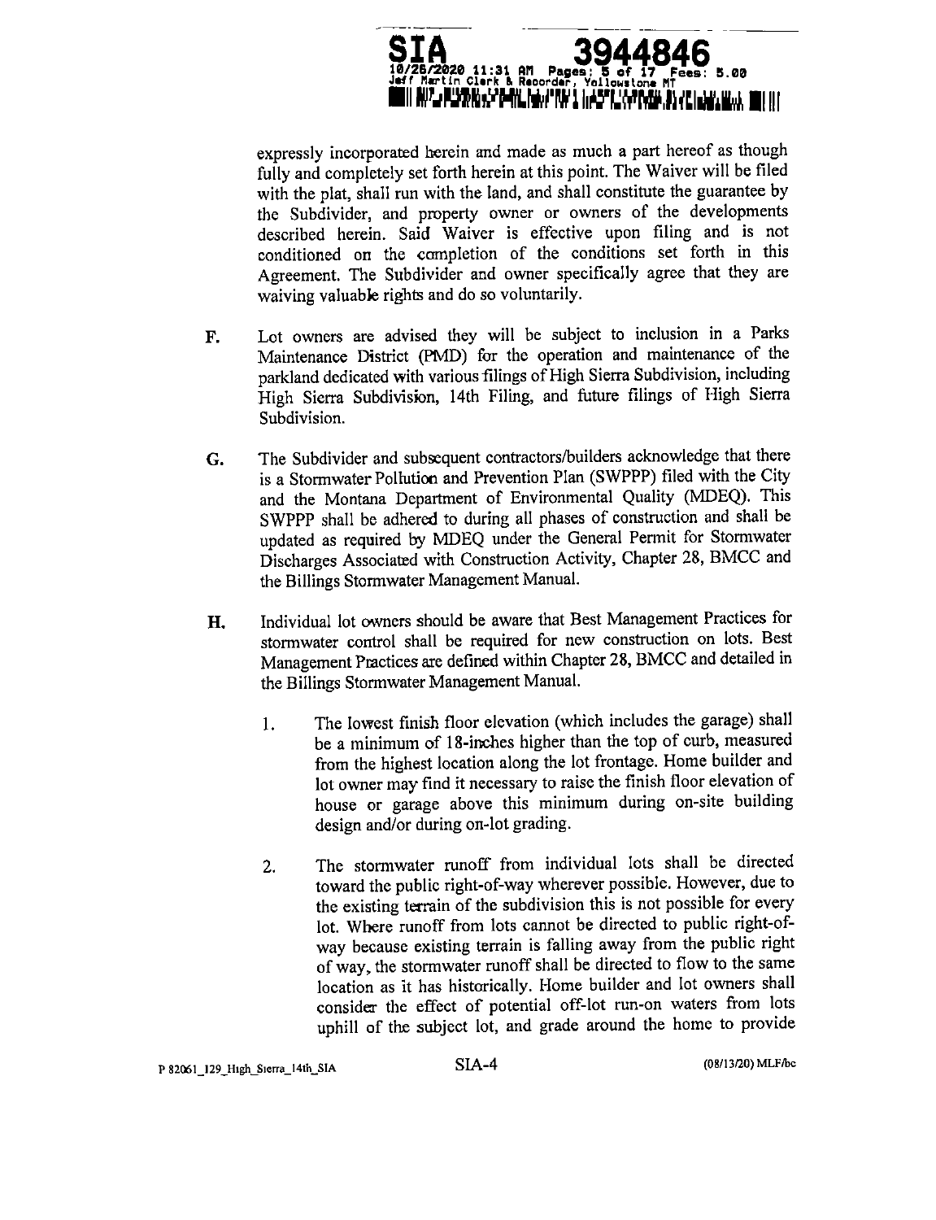expressly incorporated herein and made as much a part hereof as though fully and completely set forth herein at this point. The Waiver will be filed with the plat, shall run with the land, and shall constitute the guarantee by the Subdivider, and property owner or owners of the developments described herein. Said Waiver is effective upon filing and is not conditioned on the completion of the conditions set forth in this Agreement. The Subdivider and owner specifically agree that they are waiving valuable rights and do so voluntarily.

F. Lot owners are advised they will be subject to inclusion in a Parks Maintenance District (PMD) for the operation and maintenance of the parkland dedicated with various filings of High Sierra Subdivision, including High Sierra Subdivision, 14th Filing, and future filings of High Sierra Subdivision.

G. The Subdivider and subsequent contractors/builders acknowledge that there is a Stormwater Pollution and Prevention Plan (SWPPP) filed with the City and the Montana Department of Environmental Quality (MDEQ). This SWPPP shall be adhered to during all phases of construction and shall be updated as required by MDEQ under the General Permit for Stormwater Discharges Associated with Construction Activity, Chapter 28, BMCC and the Billings Stormwater Management Manual.

H. Individual lot owners should be aware that Best Management Practices for stormwater control shall be required for new construction on lots. Best Management Practices are defined within Chapter 28, BMCC and detailed in the Billings Stormwater Management Manual.

1. The lowest finish floor elevation (which includes the garage) shall be a minimum of 18-inches higher than the top of curb, measured from the highest location along the lot frontage. Home builder and lot owner may find it necessary to raise the finish floor elevation of house or garage above this minimum during on-site building design and/or during on-lot grading.

2. The stormwater runoff from individual lots shall be directed toward the public right-of-way wherever possible. However, due to the existing terrain of the subdivision this is not possible for every lot. Where runoff from lots cannot be directed to public right-of-way because existing terrain is falling away from the public right of way, the stormwater runoff shall be directed to flow to the same location as it has historically. Home builder and lot owners shall consider the effect of potential off-lot run-on waters from lots uphill of the subject lot, and grade around the home to provide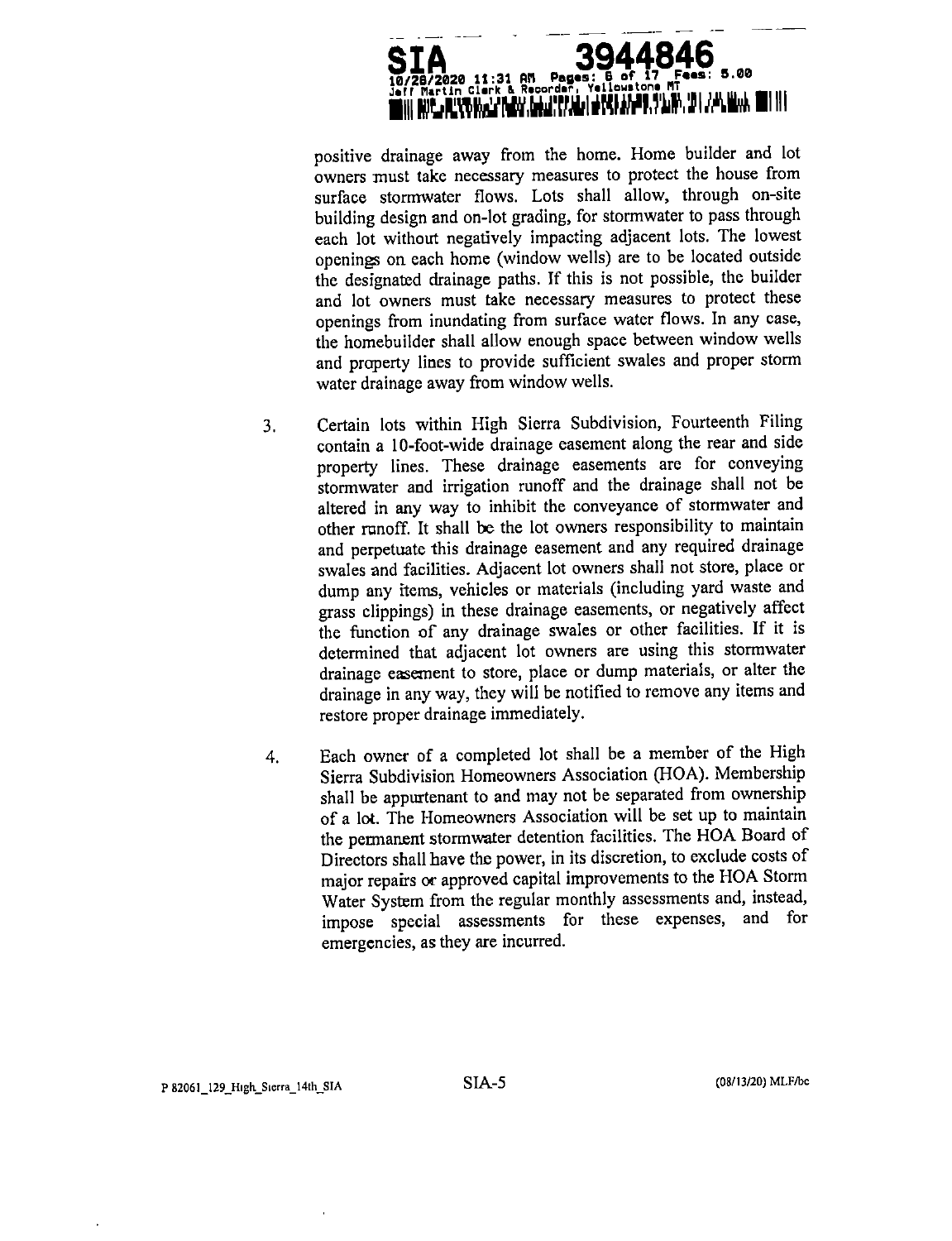positive drainage away from the home. Home builder and lot owners must take necessary measures to protect the house from surface stormwater flows. Lots shall allow, through on-site building design and on-lot grading, for stormwater to pass through each lot without negatively impacting adjacent lots. The lowest openings on each home (window wells) are to be located outside the designated drainage paths. If this is not possible, the builder and lot owners must take necessary measures to protect these openings from inundating from surface water flows. In any case, the homebuilder shall allow enough space between window wells and property lines to provide sufficient swales and proper storm water drainage away from window wells.

3. Certain lots within High Sierra Subdivision, Fourteenth Filing contain a 10-foot-wide drainage easement along the rear and side property lines. These drainage easements are for conveying stormwater and irrigation runoff and the drainage shall not be altered in any way to inhibit the conveyance of stormwater and other runoff. It shall be the lot owners responsibility to maintain and perpetuate this drainage easement and any required drainage swales and facilities. Adjacent lot owners shall not store, place or dump any items, vehicles or materials (including yard waste and grass clippings) in these drainage easements, or negatively affect the function of any drainage swales or other facilities. If it is determined that adjacent lot owners are using this stormwater drainage easement to store, place or dump materials, or alter the drainage in any way, they will be notified to remove any items and restore proper drainage immediately.

4. Each owner of a completed lot shall be a member of the High Sierra Subdivision Homeowners Association (HOA). Membership shall be appurtenant to and may not be separated from ownership of a lot. The Homeowners Association will be set up to maintain the permanent stormwater detention facilities. The HOA Board of Directors shall have the power, in its discretion, to exclude costs of major repairs or approved capital improvements to the HOA Storm Water System from the regular monthly assessments and, instead, impose special assessments for these expenses, and for emergencies, as they are incurred.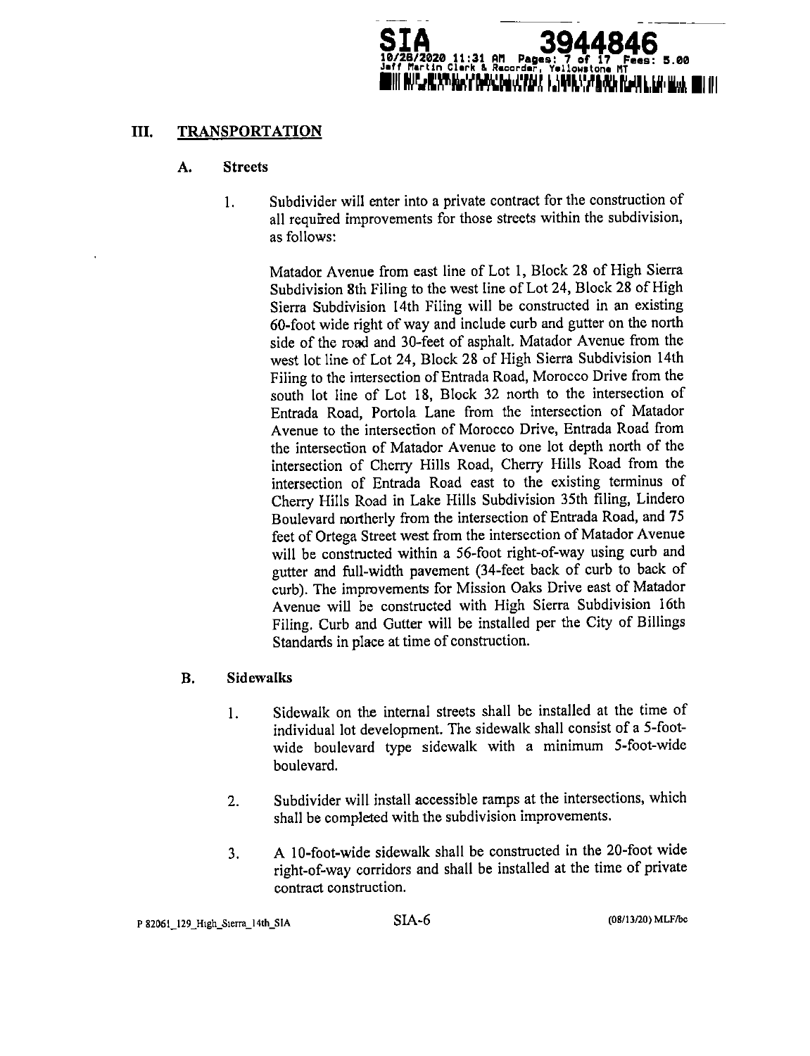## III. TRANSPORTATION

### A. Streets

1. Subdivider will enter into a private contract for the construction of all required improvements for those streets within the subdivision, as follows:

   Matador Avenue from east line of Lot 1, Block 28 of High Sierra Subdivision 8th Filing to the west line of Lot 24, Block 28 of High Sierra Subdivision 14th Filing will be constructed in an existing 60-foot wide right of way and include curb and gutter on the north side of the road and 30-feet of asphalt. Matador Avenue from the west lot line of Lot 24, Block 28 of High Sierra Subdivision 14th Filing to the intersection of Entrada Road, Morocco Drive from the south lot line of Lot 18, Block 32 north to the intersection of Entrada Road, Portola Lane from the intersection of Matador Avenue to the intersection of Morocco Drive, Entrada Road from the intersection of Matador Avenue to one lot depth north of the intersection of Cherry Hills Road, Cherry Hills Road from the intersection of Entrada Road east to the existing terminus of Cherry Hills Road in Lake Hills Subdivision 35th filing, Lindero Boulevard northerly from the intersection of Entrada Road, and 75 feet of Ortega Street west from the intersection of Matador Avenue will be constructed within a 56-foot right-of-way using curb and gutter and full-width pavement (34-feet back of curb to back of curb). The improvements for Mission Oaks Drive east of Matador Avenue will be constructed with High Sierra Subdivision 16th Filing. Curb and Gutter will be installed per the City of Billings Standards in place at time of construction.

### B. Sidewalks

1. Sidewalk on the internal streets shall be installed at the time of individual lot development. The sidewalk shall consist of a 5-foot-wide boulevard type sidewalk with a minimum 5-foot-wide boulevard.

2. Subdivider will install accessible ramps at the intersections, which shall be completed with the subdivision improvements.

3. A 10-foot-wide sidewalk shall be constructed in the 20-foot wide right-of-way corridors and shall be installed at the time of private contract construction.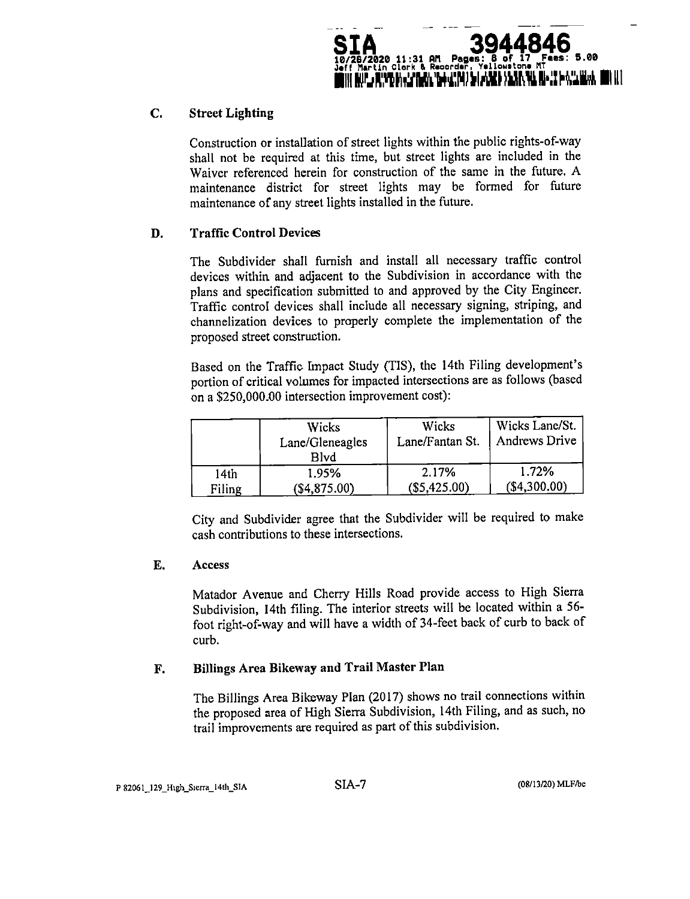## C. Street Lighting

Construction or installation of street lights within the public rights-of-way shall not be required at this time, but street lights are included in the Waiver referenced herein for construction of the same in the future. A maintenance district for street lights may be formed for future maintenance of any street lights installed in the future.

## D. Traffic Control Devices

The Subdivider shall furnish and install all necessary traffic control devices within and adjacent to the Subdivision in accordance with the plans and specification submitted to and approved by the City Engineer. Traffic control devices shall include all necessary signing, striping, and channelization devices to properly complete the implementation of the proposed street construction.

Based on the Traffic Impact Study (TIS), the 14th Filing development's portion of critical volumes for impacted intersections are as follows (based on a $250,000.00 intersection improvement cost):

| | Wicks Lane/Gleneagles Blvd | Wicks Lane/Fantan St. | Wicks Lane/St. Andrews Drive |
|---|---|---|---|
| 14th Filing | 1.95% ($4,875.00) | 2.17% ($5,425.00) | 1.72% ($4,300.00) |

City and Subdivider agree that the Subdivider will be required to make cash contributions to these intersections.

## E. Access

Matador Avenue and Cherry Hills Road provide access to High Sierra Subdivision, 14th filing. The interior streets will be located within a 56-foot right-of-way and will have a width of 34-feet back of curb to back of curb.

## F. Billings Area Bikeway and Trail Master Plan

The Billings Area Bikeway Plan (2017) shows no trail connections within the proposed area of High Sierra Subdivision, 14th Filing, and as such, no trail improvements are required as part of this subdivision.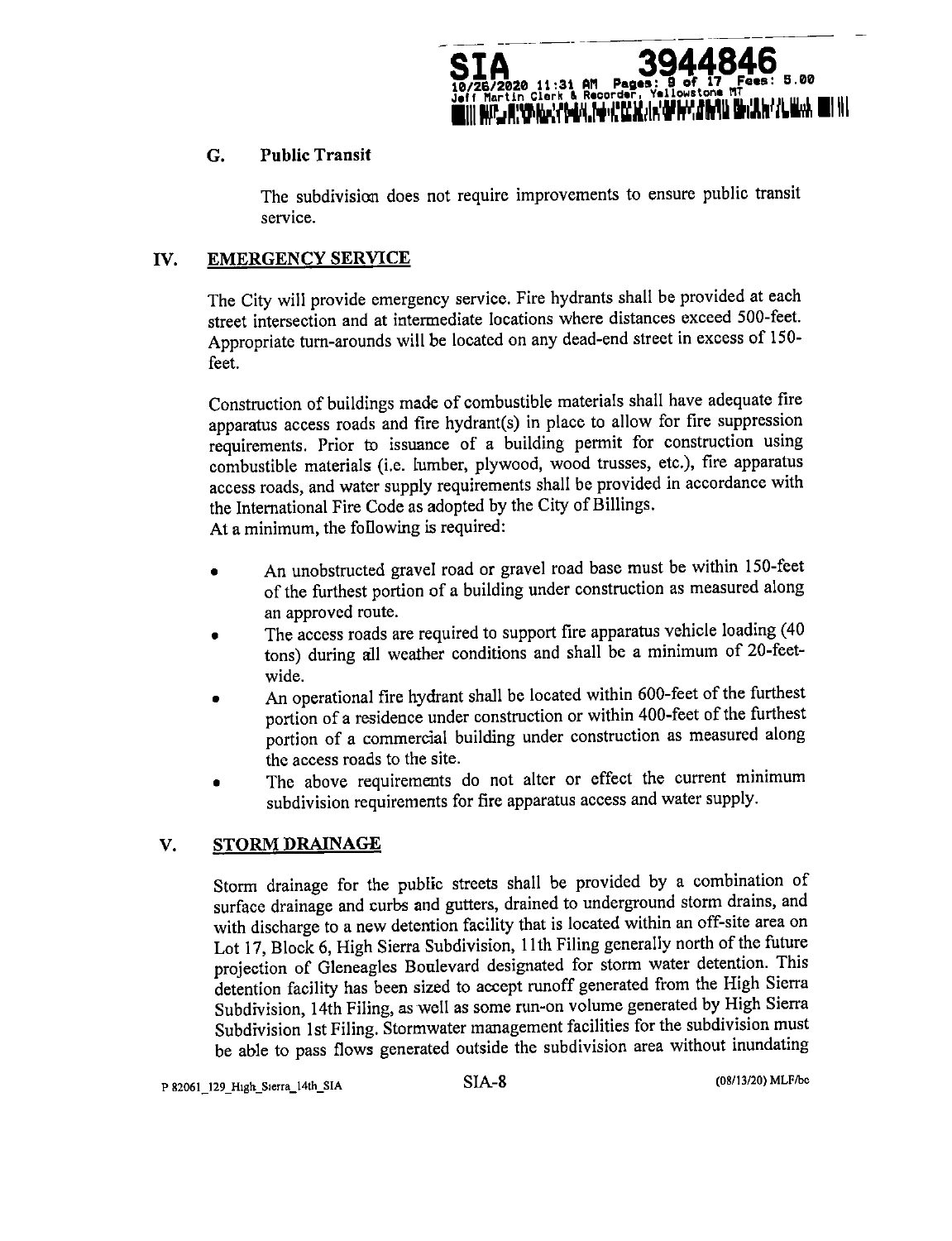### G. Public Transit

The subdivision does not require improvements to ensure public transit service.

## IV. EMERGENCY SERVICE

The City will provide emergency service. Fire hydrants shall be provided at each street intersection and at intermediate locations where distances exceed 500-feet. Appropriate turn-arounds will be located on any dead-end street in excess of 150-feet.

Construction of buildings made of combustible materials shall have adequate fire apparatus access roads and fire hydrant(s) in place to allow for fire suppression requirements. Prior to issuance of a building permit for construction using combustible materials (i.e. lumber, plywood, wood trusses, etc.), fire apparatus access roads, and water supply requirements shall be provided in accordance with the International Fire Code as adopted by the City of Billings.
At a minimum, the following is required:

- An unobstructed gravel road or gravel road base must be within 150-feet of the furthest portion of a building under construction as measured along an approved route.
- The access roads are required to support fire apparatus vehicle loading (40 tons) during all weather conditions and shall be a minimum of 20-feet-wide.
- An operational fire hydrant shall be located within 600-feet of the furthest portion of a residence under construction or within 400-feet of the furthest portion of a commercial building under construction as measured along the access roads to the site.
- The above requirements do not alter or effect the current minimum subdivision requirements for fire apparatus access and water supply.

## V. STORM DRAINAGE

Storm drainage for the public streets shall be provided by a combination of surface drainage and curbs and gutters, drained to underground storm drains, and with discharge to a new detention facility that is located within an off-site area on Lot 17, Block 6, High Sierra Subdivision, 11th Filing generally north of the future projection of Gleneagles Boulevard designated for storm water detention. This detention facility has been sized to accept runoff generated from the High Sierra Subdivision, 14th Filing, as well as some run-on volume generated by High Sierra Subdivision 1st Filing. Stormwater management facilities for the subdivision must be able to pass flows generated outside the subdivision area without inundating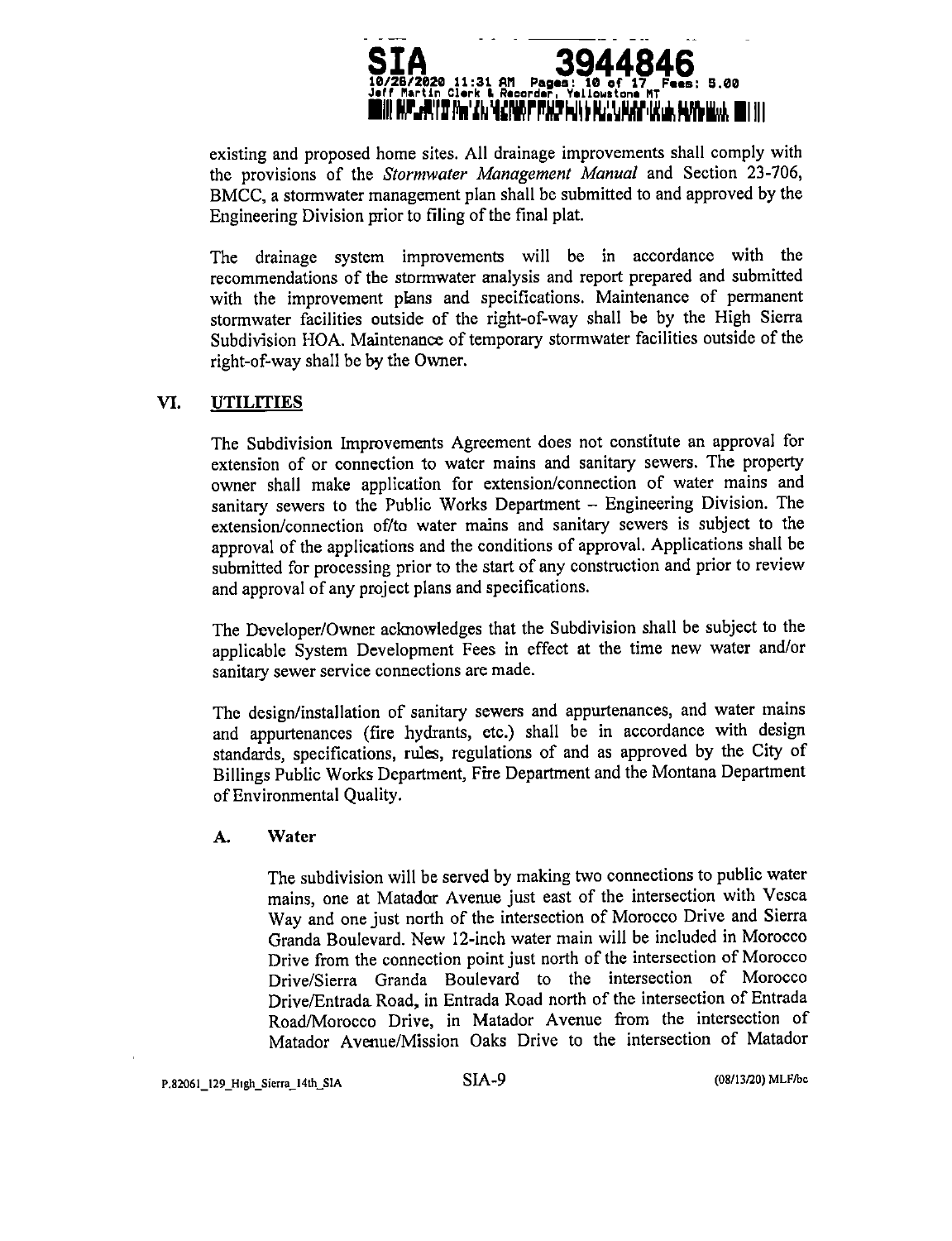existing and proposed home sites. All drainage improvements shall comply with the provisions of the *Stormwater Management Manual* and Section 23-706, BMCC, a stormwater management plan shall be submitted to and approved by the Engineering Division prior to filing of the final plat.

The drainage system improvements will be in accordance with the recommendations of the stormwater analysis and report prepared and submitted with the improvement plans and specifications. Maintenance of permanent stormwater facilities outside of the right-of-way shall be by the High Sierra Subdivision HOA. Maintenance of temporary stormwater facilities outside of the right-of-way shall be by the Owner.

## VI. UTILITIES

The Subdivision Improvements Agreement does not constitute an approval for extension of or connection to water mains and sanitary sewers. The property owner shall make application for extension/connection of water mains and sanitary sewers to the Public Works Department – Engineering Division. The extension/connection of/to water mains and sanitary sewers is subject to the approval of the applications and the conditions of approval. Applications shall be submitted for processing prior to the start of any construction and prior to review and approval of any project plans and specifications.

The Developer/Owner acknowledges that the Subdivision shall be subject to the applicable System Development Fees in effect at the time new water and/or sanitary sewer service connections are made.

The design/installation of sanitary sewers and appurtenances, and water mains and appurtenances (fire hydrants, etc.) shall be in accordance with design standards, specifications, rules, regulations of and as approved by the City of Billings Public Works Department, Fire Department and the Montana Department of Environmental Quality.

### A. Water

The subdivision will be served by making two connections to public water mains, one at Matador Avenue just east of the intersection with Vesca Way and one just north of the intersection of Morocco Drive and Sierra Granda Boulevard. New 12-inch water main will be included in Morocco Drive from the connection point just north of the intersection of Morocco Drive/Sierra Granda Boulevard to the intersection of Morocco Drive/Entrada Road, in Entrada Road north of the intersection of Entrada Road/Morocco Drive, in Matador Avenue from the intersection of Matador Avenue/Mission Oaks Drive to the intersection of Matador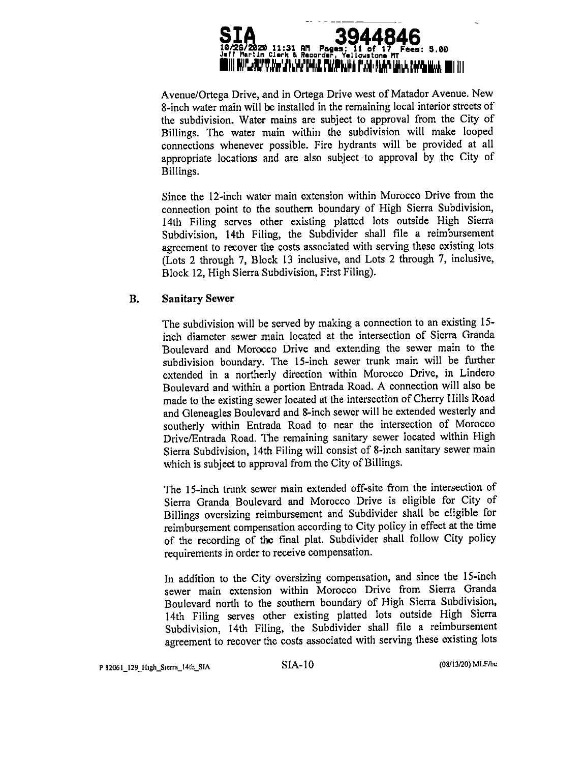Avenue/Ortega Drive, and in Ortega Drive west of Matador Avenue. New 8-inch water main will be installed in the remaining local interior streets of the subdivision. Water mains are subject to approval from the City of Billings. The water main within the subdivision will make looped connections whenever possible. Fire hydrants will be provided at all appropriate locations and are also subject to approval by the City of Billings.

Since the 12-inch water main extension within Morocco Drive from the connection point to the southern boundary of High Sierra Subdivision, 14th Filing serves other existing platted lots outside High Sierra Subdivision, 14th Filing, the Subdivider shall file a reimbursement agreement to recover the costs associated with serving these existing lots (Lots 2 through 7, Block 13 inclusive, and Lots 2 through 7, inclusive, Block 12, High Sierra Subdivision, First Filing).

### B. Sanitary Sewer

The subdivision will be served by making a connection to an existing 15-inch diameter sewer main located at the intersection of Sierra Granda Boulevard and Morocco Drive and extending the sewer main to the subdivision boundary. The 15-inch sewer trunk main will be further extended in a northerly direction within Morocco Drive, in Lindero Boulevard and within a portion Entrada Road. A connection will also be made to the existing sewer located at the intersection of Cherry Hills Road and Gleneagles Boulevard and 8-inch sewer will be extended westerly and southerly within Entrada Road to near the intersection of Morocco Drive/Entrada Road. The remaining sanitary sewer located within High Sierra Subdivision, 14th Filing will consist of 8-inch sanitary sewer main which is subject to approval from the City of Billings.

The 15-inch trunk sewer main extended off-site from the intersection of Sierra Granda Boulevard and Morocco Drive is eligible for City of Billings oversizing reimbursement and Subdivider shall be eligible for reimbursement compensation according to City policy in effect at the time of the recording of the final plat. Subdivider shall follow City policy requirements in order to receive compensation.

In addition to the City oversizing compensation, and since the 15-inch sewer main extension within Morocco Drive from Sierra Granda Boulevard north to the southern boundary of High Sierra Subdivision, 14th Filing serves other existing platted lots outside High Sierra Subdivision, 14th Filing, the Subdivider shall file a reimbursement agreement to recover the costs associated with serving these existing lots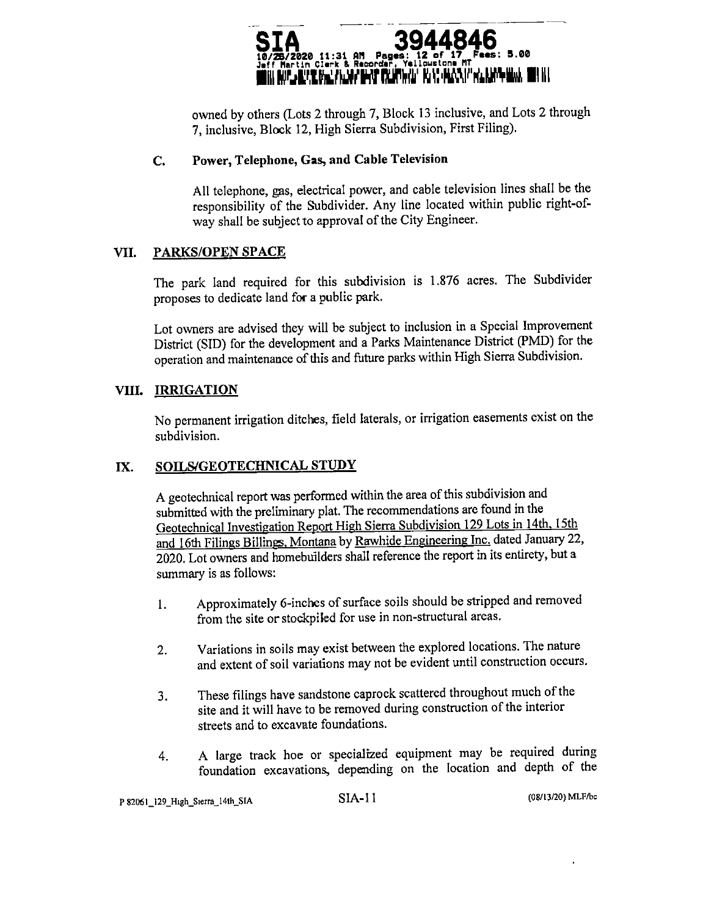owned by others (Lots 2 through 7, Block 13 inclusive, and Lots 2 through 7, inclusive, Block 12, High Sierra Subdivision, First Filing).

### C. Power, Telephone, Gas, and Cable Television

All telephone, gas, electrical power, and cable television lines shall be the responsibility of the Subdivider. Any line located within public right-of-way shall be subject to approval of the City Engineer.

## VII. PARKS/OPEN SPACE

The park land required for this subdivision is 1.876 acres. The Subdivider proposes to dedicate land for a public park.

Lot owners are advised they will be subject to inclusion in a Special Improvement District (SID) for the development and a Parks Maintenance District (PMD) for the operation and maintenance of this and future parks within High Sierra Subdivision.

## VIII. IRRIGATION

No permanent irrigation ditches, field laterals, or irrigation easements exist on the subdivision.

## IX. SOILS/GEOTECHNICAL STUDY

A geotechnical report was performed within the area of this subdivision and submitted with the preliminary plat. The recommendations are found in the Geotechnical Investigation Report High Sierra Subdivision 129 Lots in 14th, 15th and 16th Filings Billings, Montana by Rawhide Engineering Inc. dated January 22, 2020. Lot owners and homebuilders shall reference the report in its entirety, but a summary is as follows:

1. Approximately 6-inches of surface soils should be stripped and removed from the site or stockpiled for use in non-structural areas.

2. Variations in soils may exist between the explored locations. The nature and extent of soil variations may not be evident until construction occurs.

3. These filings have sandstone caprock scattered throughout much of the site and it will have to be removed during construction of the interior streets and to excavate foundations.

4. A large track hoe or specialized equipment may be required during foundation excavations, depending on the location and depth of the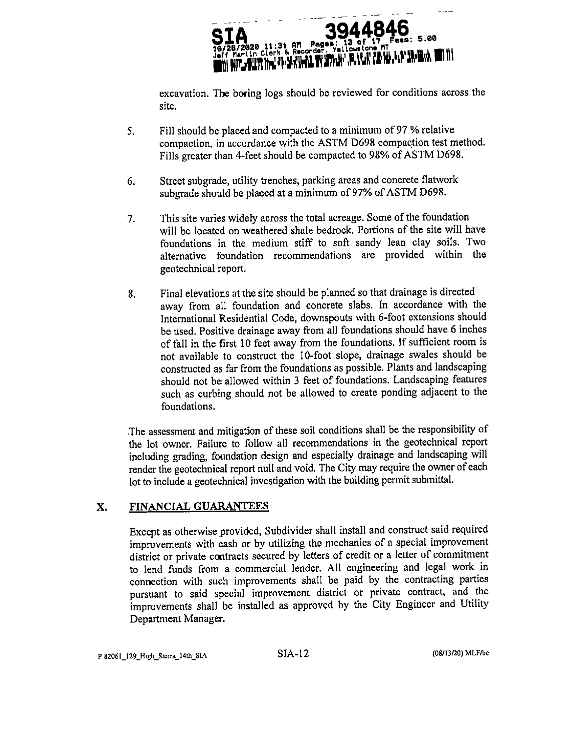excavation. The boring logs should be reviewed for conditions across the site.

5. Fill should be placed and compacted to a minimum of 97 % relative compaction, in accordance with the ASTM D698 compaction test method. Fills greater than 4-feet should be compacted to 98% of ASTM D698.

6. Street subgrade, utility trenches, parking areas and concrete flatwork subgrade should be placed at a minimum of 97% of ASTM D698.

7. This site varies widely across the total acreage. Some of the foundation will be located on weathered shale bedrock. Portions of the site will have foundations in the medium stiff to soft sandy lean clay soils. Two alternative foundation recommendations are provided within the geotechnical report.

8. Final elevations at the site should be planned so that drainage is directed away from all foundation and concrete slabs. In accordance with the International Residential Code, downspouts with 6-foot extensions should be used. Positive drainage away from all foundations should have 6 inches of fall in the first 10 feet away from the foundations. If sufficient room is not available to construct the 10-foot slope, drainage swales should be constructed as far from the foundations as possible. Plants and landscaping should not be allowed within 3 feet of foundations. Landscaping features such as curbing should not be allowed to create ponding adjacent to the foundations.

The assessment and mitigation of these soil conditions shall be the responsibility of the lot owner. Failure to follow all recommendations in the geotechnical report including grading, foundation design and especially drainage and landscaping will render the geotechnical report null and void. The City may require the owner of each lot to include a geotechnical investigation with the building permit submittal.

## X. FINANCIAL GUARANTEES

Except as otherwise provided, Subdivider shall install and construct said required improvements with cash or by utilizing the mechanics of a special improvement district or private contracts secured by letters of credit or a letter of commitment to lend funds from a commercial lender. All engineering and legal work in connection with such improvements shall be paid by the contracting parties pursuant to said special improvement district or private contract, and the improvements shall be installed as approved by the City Engineer and Utility Department Manager.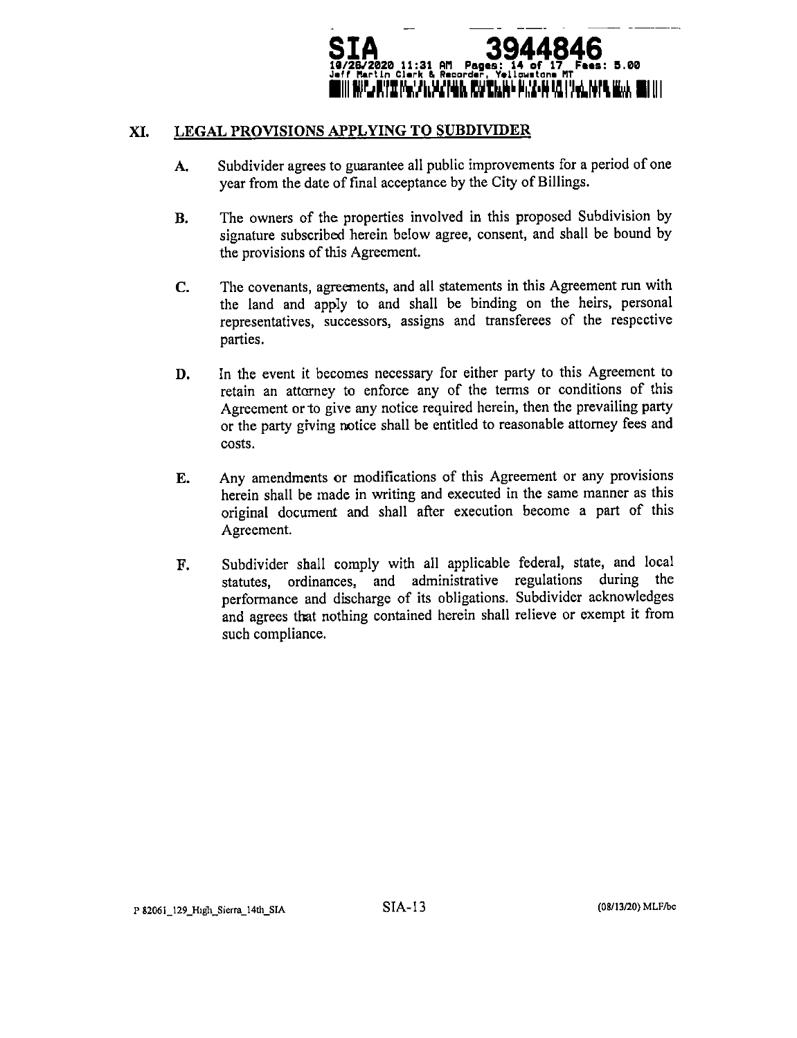## XI. LEGAL PROVISIONS APPLYING TO SUBDIVIDER

**A.** Subdivider agrees to guarantee all public improvements for a period of one year from the date of final acceptance by the City of Billings.

**B.** The owners of the properties involved in this proposed Subdivision by signature subscribed herein below agree, consent, and shall be bound by the provisions of this Agreement.

**C.** The covenants, agreements, and all statements in this Agreement run with the land and apply to and shall be binding on the heirs, personal representatives, successors, assigns and transferees of the respective parties.

**D.** In the event it becomes necessary for either party to this Agreement to retain an attorney to enforce any of the terms or conditions of this Agreement or to give any notice required herein, then the prevailing party or the party giving notice shall be entitled to reasonable attorney fees and costs.

**E.** Any amendments or modifications of this Agreement or any provisions herein shall be made in writing and executed in the same manner as this original document and shall after execution become a part of this Agreement.

**F.** Subdivider shall comply with all applicable federal, state, and local statutes, ordinances, and administrative regulations during the performance and discharge of its obligations. Subdivider acknowledges and agrees that nothing contained herein shall relieve or exempt it from such compliance.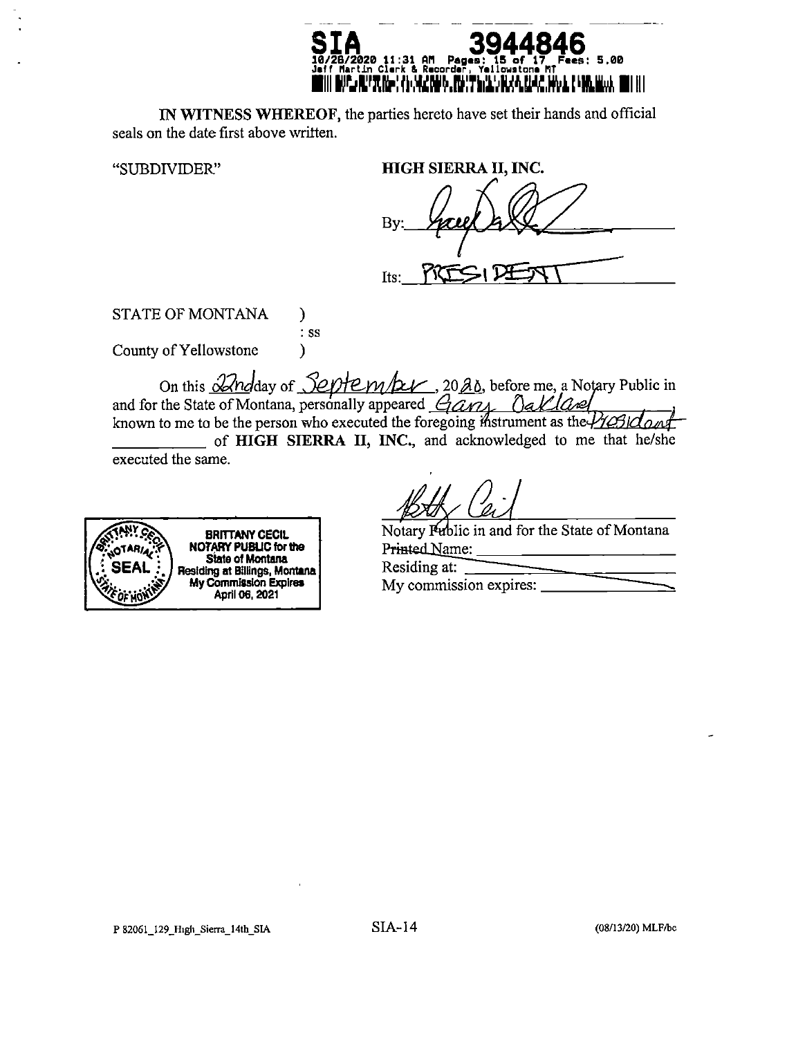SIA 3944846
10/28/2020 11:31 AM Pages: 15 of 17 Fees: 5.00
Jeff Martin Clerk & Recorder, Yellowstone MT

**IN WITNESS WHEREOF**, the parties hereto have set their hands and official seals on the date first above written.

"SUBDIVIDER" **HIGH SIERRA II, INC.**

By: ______________________

Its: PRESIDENT

STATE OF MONTANA )
: ss
County of Yellowstone )

On this 22nd day of September, 2020, before me, a Notary Public in and for the State of Montana, personally appeared Gary Oakland, known to me to be the person who executed the foregoing instrument as the President of **HIGH SIERRA II, INC.**, and acknowledged to me that he/she executed the same.

BRITTANY CECIL
NOTARY PUBLIC for the
State of Montana
Residing at Billings, Montana
My Commission Expires
April 06, 2021

______________________
Notary Public in and for the State of Montana
Printed Name: ______________________
Residing at: ______________________
My commission expires: ______________________

P 82061_129_High_Sierra_14th_SIA SIA-14 (08/13/20) MLF/bc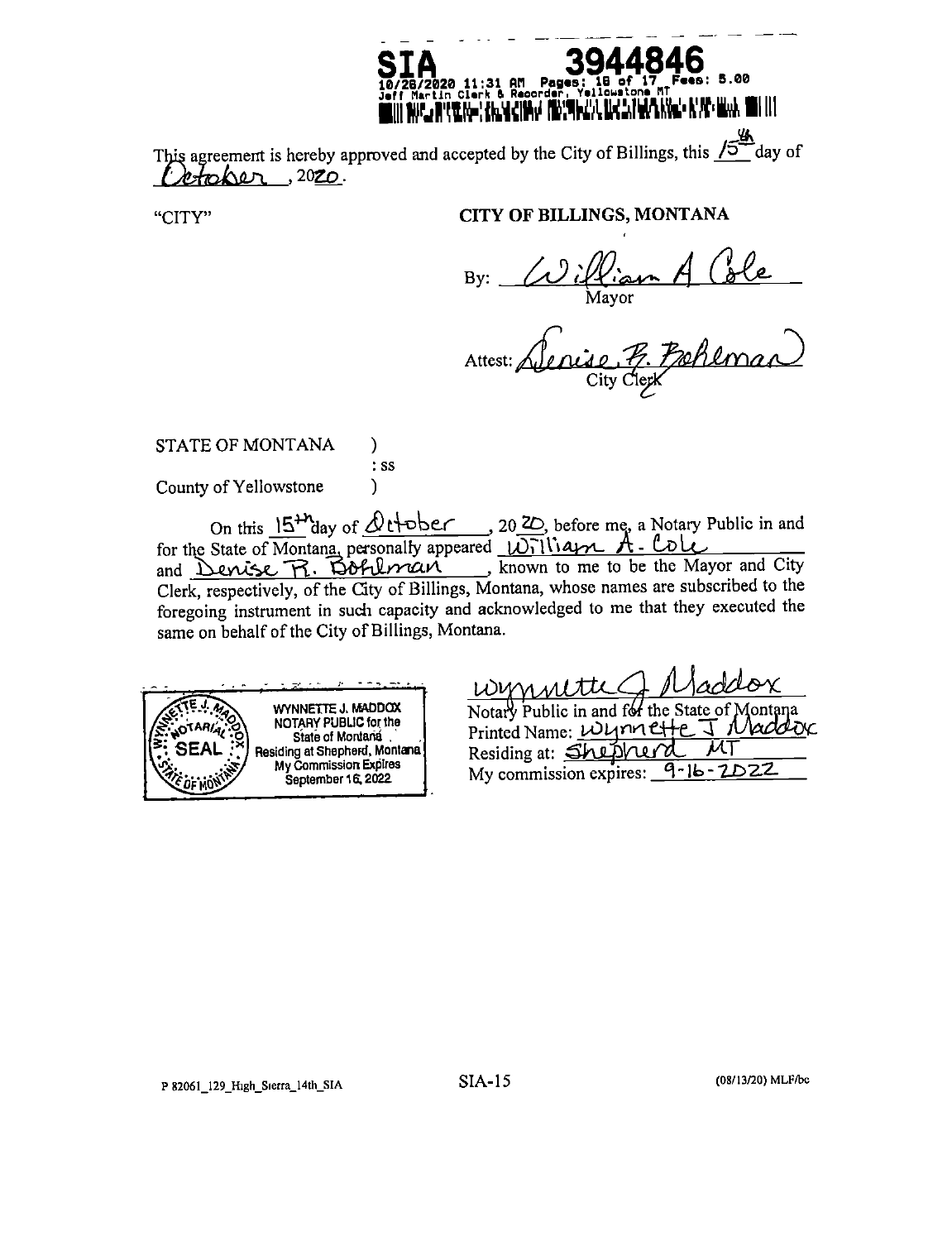SIA 3944846
10/26/2020 11:31 AM Pages: 16 of 17 Fees: 5.00
Jeff Martin Clerk & Recorder, Yellowstone MT

This agreement is hereby approved and accepted by the City of Billings, this 15th day of October, 2020.

"CITY"

**CITY OF BILLINGS, MONTANA**

By: William A Cole
Mayor

Attest: Denise R. Bohlman
City Clerk

STATE OF MONTANA )
: ss
County of Yellowstone )

On this 15th day of October, 2020, before me, a Notary Public in and for the State of Montana, personally appeared William A. Cole and Denise R. Bohlman, known to me to be the Mayor and City Clerk, respectively, of the City of Billings, Montana, whose names are subscribed to the foregoing instrument in such capacity and acknowledged to me that they executed the same on behalf of the City of Billings, Montana.

WYNNETTE J. MADDOX
NOTARIAL SEAL
STATE OF MONTANA
WYNNETTE J. MADDOX
NOTARY PUBLIC for the State of Montana
Residing at Shepherd, Montana
My Commission Expires September 16, 2022

Wynnette J Maddox
Notary Public in and for the State of Montana
Printed Name: Wynnette J Maddox
Residing at: Shepherd MT
My commission expires: 9-16-2022

P 82061_129_High_Sierra_14th_SIA

SIA-15

(08/13/20) MLF/bc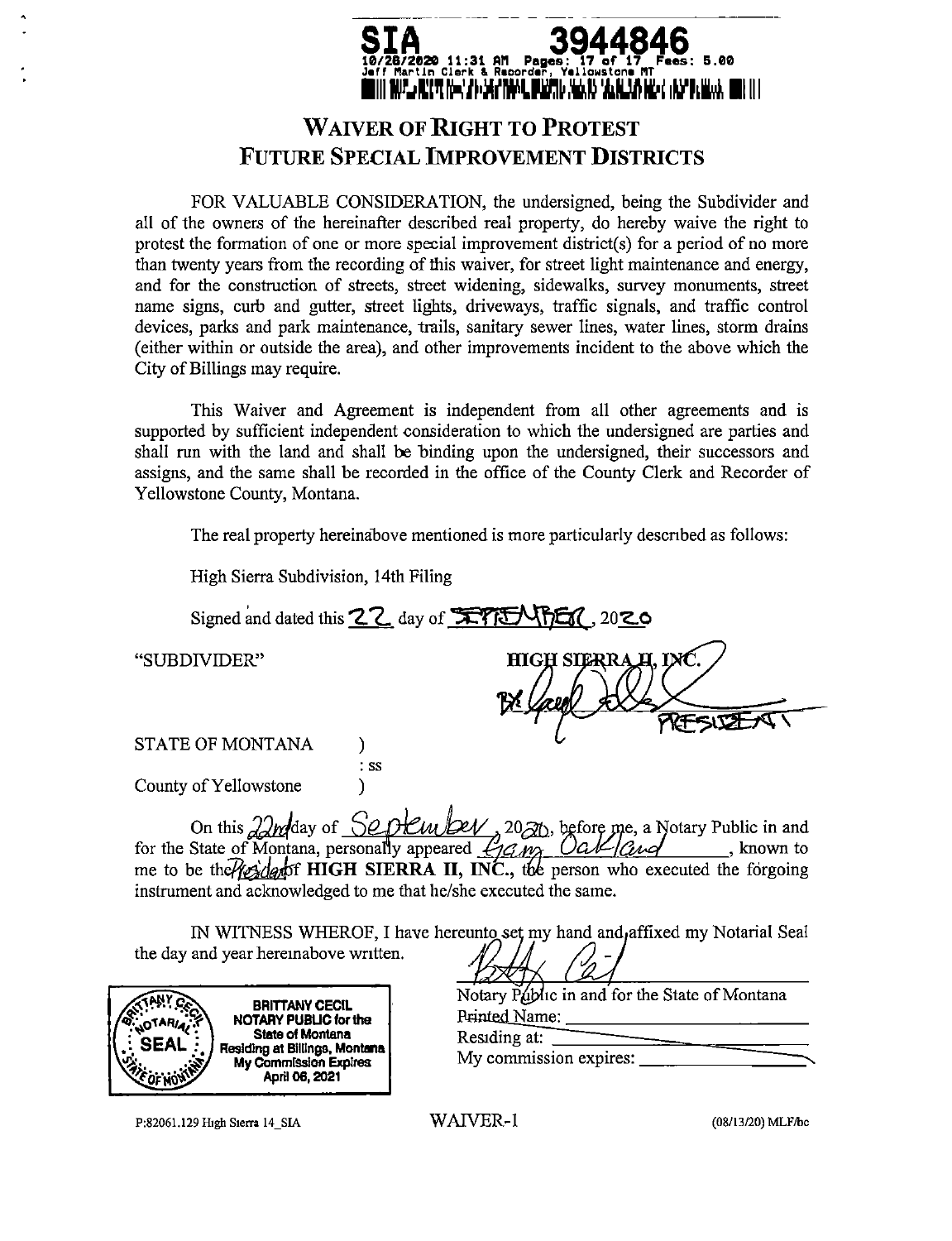SIA 3944846
10/28/2020 11:31 AM Pages: 17 of 17 Fees: 5.00
Jeff Martin Clerk & Recorder, Yellowstone MT

# WAIVER OF RIGHT TO PROTEST FUTURE SPECIAL IMPROVEMENT DISTRICTS

FOR VALUABLE CONSIDERATION, the undersigned, being the Subdivider and all of the owners of the hereinafter described real property, do hereby waive the right to protest the formation of one or more special improvement district(s) for a period of no more than twenty years from the recording of this waiver, for street light maintenance and energy, and for the construction of streets, street widening, sidewalks, survey monuments, street name signs, curb and gutter, street lights, driveways, traffic signals, and traffic control devices, parks and park maintenance, trails, sanitary sewer lines, water lines, storm drains (either within or outside the area), and other improvements incident to the above which the City of Billings may require.

This Waiver and Agreement is independent from all other agreements and is supported by sufficient independent consideration to which the undersigned are parties and shall run with the land and shall be binding upon the undersigned, their successors and assigns, and the same shall be recorded in the office of the County Clerk and Recorder of Yellowstone County, Montana.

The real property hereinabove mentioned is more particularly described as follows:

High Sierra Subdivision, 14th Filing

Signed and dated this 22 day of SEPTEMBER, 2020

"SUBDIVIDER"

HIGH SIERRA II, INC.
BY: [signature]
PRESIDENT

STATE OF MONTANA )
: ss
County of Yellowstone )

On this 22nd day of September, 2020, before me, a Notary Public in and for the State of Montana, personally appeared Gary Oakland, known to me to be the President of **HIGH SIERRA II, INC.**, the person who executed the forgoing instrument and acknowledged to me that he/she executed the same.

IN WITNESS WHEREOF, I have hereunto set my hand and affixed my Notarial Seal the day and year hereinabove written.

BRITTANY CECIL
NOTARY PUBLIC for the State of Montana
Residing at Billings, Montana
My Commission Expires April 06, 2021

[signature]
Notary Public in and for the State of Montana
Printed Name: \_\_\_\_\_\_\_\_\_\_\_\_\_\_\_\_\_\_\_\_
Residing at: \_\_\_\_\_\_\_\_\_\_\_\_\_\_\_\_\_\_\_\_
My commission expires: \_\_\_\_\_\_\_\_\_\_\_\_\_\_\_\_\_\_\_\_

P:82061.129 High Sierra 14_SIA WAIVER-1 (08/13/20) MLF/bc